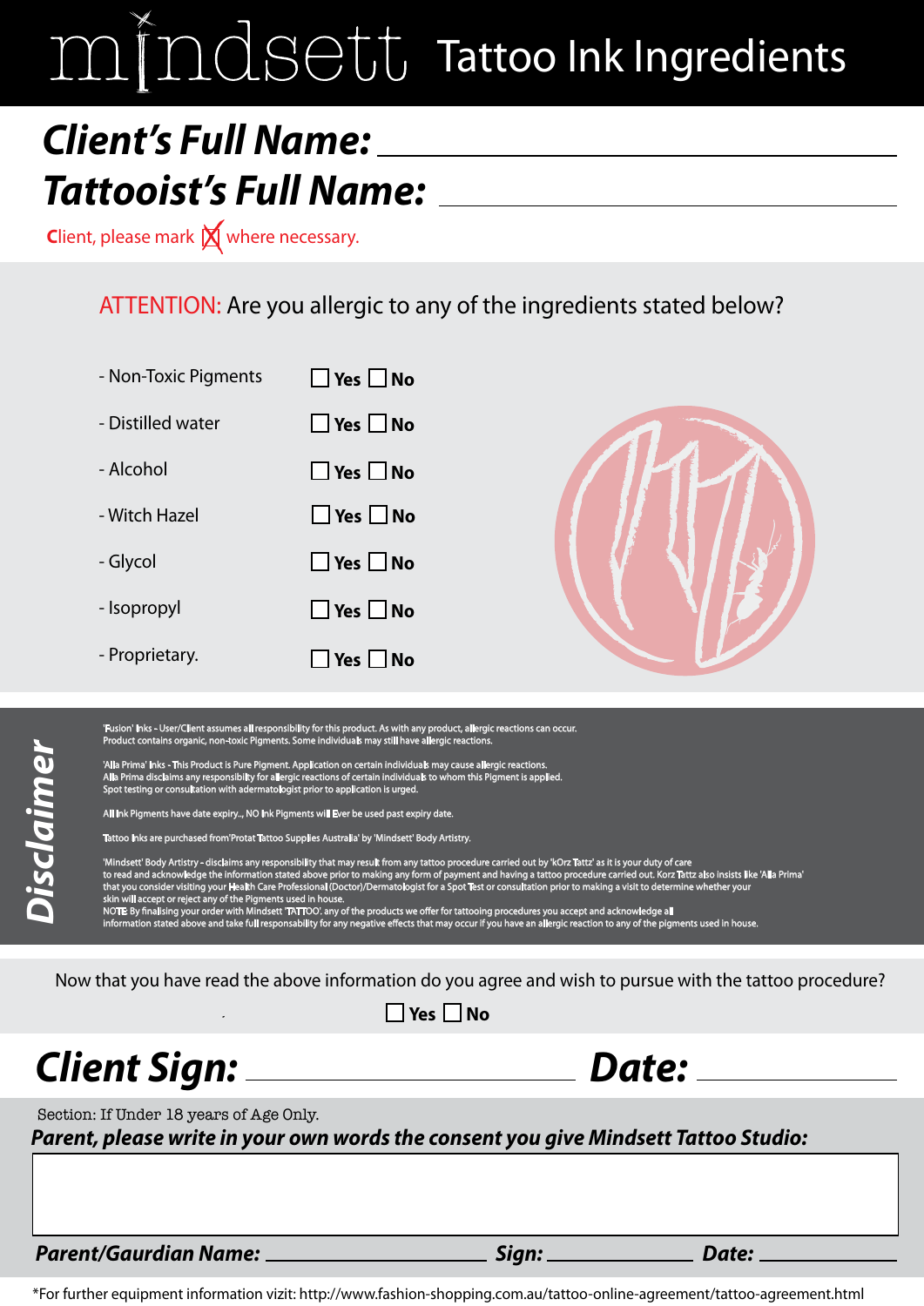# mindsett Tattoo Ink Ingredients

**Client's Full Name:** ____________________

**Tattooist's Full Name:** ____________________

Client, please mark ☒ where necessary.

ATTENTION: Are you allergic to any of the ingredients stated below?

| Ingredient | Yes | No |
|---|---|---|
| - Non-Toxic Pigments | ☐ Yes | ☐ No |
| - Distilled water | ☐ Yes | ☐ No |
| - Alcohol | ☐ Yes | ☐ No |
| - Witch Hazel | ☐ Yes | ☐ No |
| - Glycol | ☐ Yes | ☐ No |
| - Isopropyl | ☐ Yes | ☐ No |
| - Proprietary. | ☐ Yes | ☐ No |

## Disclaimer

'Fusion' Inks - User/Client assumes all responsibility for this product. As with any product, allergic reactions can occur. Product contains organic, non-toxic Pigments. Some individuals may still have allergic reactions.

'Alla Prima' Inks - This Product is Pure Pigment. Application on certain individuals may cause allergic reactions. Alla Prima disclaims any responsibility for allergic reactions of certain individuals to whom this Pigment is applied. Spot testing or consultation with adermatologist prior to application is urged.

All Ink Pigments have date expiry.., NO Ink Pigments will Ever be used past expiry date.

Tattoo Inks are purchased from'Protat Tattoo Supplies Australia' by 'Mindsett' Body Artistry.

'Mindsett' Body Artistry - disclaims any responsibility that may result from any tattoo procedure carried out by 'kOrz Tattz' as it is your duty of care to read and acknowledge the information stated above prior to making any form of payment and having a tattoo procedure carried out. Korz Tattz also insists like 'Alla Prima' that you consider visiting your Health Care Professional (Doctor)/Dermatologist for a Spot Test or consultation prior to making a visit to determine whether your skin will accept or reject any of the Pigments used in house.

NOTE: By finalising your order with Mindsett 'TATTOO'. any of the products we offer for tattooing procedures you accept and acknowledge all information stated above and take full responsability for any negative effects that may occur if you have an allergic reaction to any of the pigments used in house.

Now that you have read the above information do you agree and wish to pursue with the tattoo procedure?

☐ Yes ☐ No

**Client Sign:** ____________________ **Date:** ____________________

Section: If Under 18 years of Age Only.

***Parent, please write in your own words the consent you give Mindsett Tattoo Studio:***

**Parent/Gaurdian Name:** ____________________ **Sign:** ____________________ **Date:** ____________________

*For further equipment information vizit: http://www.fashion-shopping.com.au/tattoo-online-agreement/tattoo-agreement.html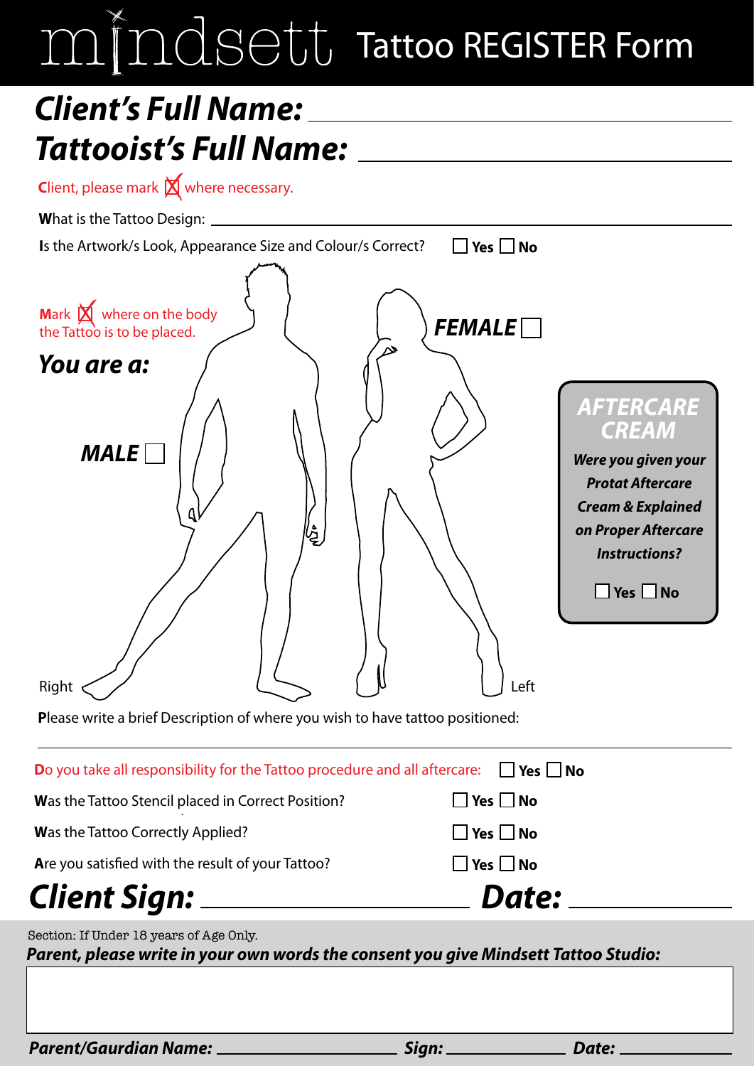# mindsett Tattoo REGISTER Form

## *Client's Full Name:* ______________________

## *Tattooist's Full Name:* ______________________

Client, please mark ☒ where necessary.

What is the Tattoo Design: ______________________

Is the Artwork/s Look, Appearance Size and Colour/s Correct? ☐ **Yes** ☐ **No**

Mark ☒ where on the body the Tattoo is to be placed.

***You are a:***

***MALE*** ☐

***FEMALE*** ☐

Right

Left

### *AFTERCARE CREAM*

***Were you given your Protat Aftercare Cream & Explained on Proper Aftercare Instructions?***

☐ **Yes** ☐ **No**

Please write a brief Description of where you wish to have tattoo positioned:

______________________

Do you take all responsibility for the Tattoo procedure and all aftercare: ☐ **Yes** ☐ **No**

Was the Tattoo Stencil placed in Correct Position? ☐ **Yes** ☐ **No**

Was the Tattoo Correctly Applied? ☐ **Yes** ☐ **No**

Are you satisfied with the result of your Tattoo? ☐ **Yes** ☐ **No**

## *Client Sign:* ______________ *Date:* ______________

Section: If Under 18 years of Age Only.

***Parent, please write in your own words the consent you give Mindsett Tattoo Studio:***

______________________

***Parent/Gaurdian Name:*** ______________ ***Sign:*** ______________ ***Date:*** ______________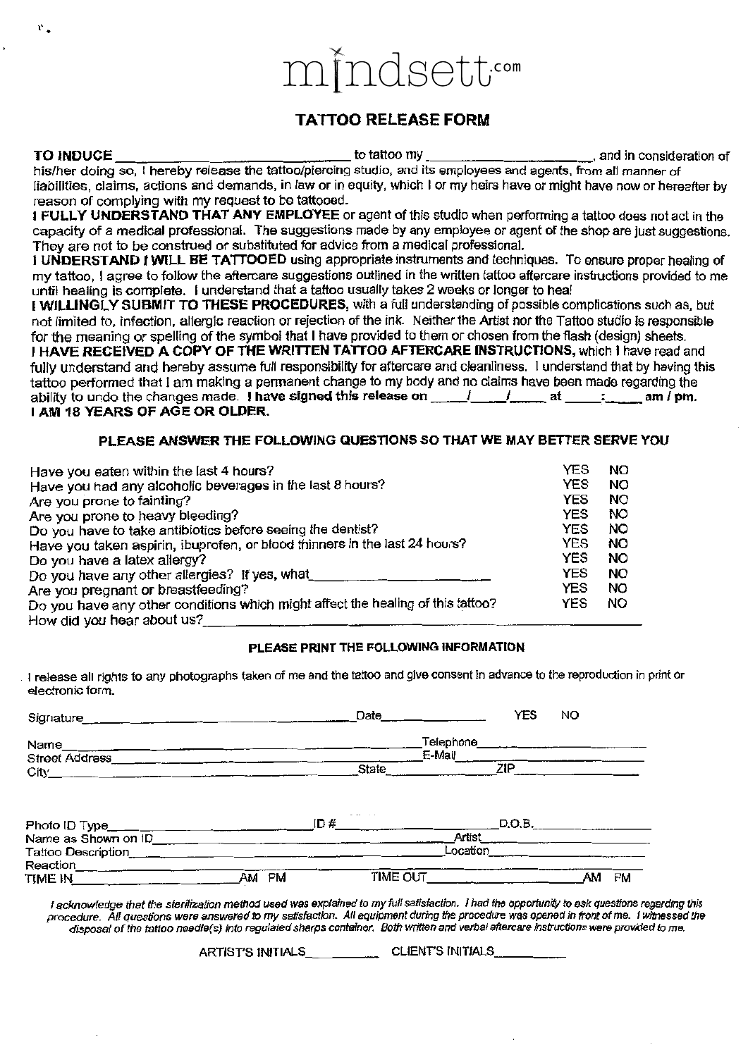# mindsett.com

## TATTOO RELEASE FORM

**TO INDUCE** ______________________________ to tattoo my ____________________, and in consideration of his/her doing so, I hereby release the tattoo/piercing studio, and its employees and agents, from all manner of liabilities, claims, actions and demands, in law or in equity, which I or my heirs have or might have now or hereafter by reason of complying with my request to be tattooed.

**I FULLY UNDERSTAND THAT ANY EMPLOYEE** or agent of this studio when performing a tattoo does not act in the capacity of a medical professional. The suggestions made by any employee or agent of the shop are just suggestions. They are not to be construed or substituted for advice from a medical professional.

**I UNDERSTAND I WILL BE TATTOOED** using appropriate instruments and techniques. To ensure proper healing of my tattoo, I agree to follow the aftercare suggestions outlined in the written tattoo aftercare instructions provided to me until healing is complete. I understand that a tattoo usually takes 2 weeks or longer to heal

**I WILLINGLY SUBMIT TO THESE PROCEDURES,** with a full understanding of possible complications such as, but not limited to, infection, allergic reaction or rejection of the ink. Neither the Artist nor the Tattoo studio is responsible for the meaning or spelling of the symbol that I have provided to them or chosen from the flash (design) sheets.

**I HAVE RECEIVED A COPY OF THE WRITTEN TATTOO AFTERCARE INSTRUCTIONS,** which I have read and fully understand and hereby assume full responsibility for aftercare and cleanliness. I understand that by having this tattoo performed that I am making a permanent change to my body and no claims have been made regarding the ability to undo the changes made. **I have signed this release on \_\_\_\_/\_\_\_\_/\_\_\_\_ at \_\_\_\_:\_\_\_\_ am / pm.**

**I AM 18 YEARS OF AGE OR OLDER.**

### PLEASE ANSWER THE FOLLOWING QUESTIONS SO THAT WE MAY BETTER SERVE YOU

| | | |
|---|---|---|
| Have you eaten within the last 4 hours? | YES | NO |
| Have you had any alcoholic beverages in the last 8 hours? | YES | NO |
| Are you prone to fainting? | YES | NO |
| Are you prone to heavy bleeding? | YES | NO |
| Do you have to take antibiotics before seeing the dentist? | YES | NO |
| Have you taken aspirin, ibuprofen, or blood thinners in the last 24 hours? | YES | NO |
| Do you have a latex allergy? | YES | NO |
| Do you have any other allergies? If yes, what____________________ | YES | NO |
| Are you pregnant or breastfeeding? | YES | NO |
| Do you have any other conditions which might affect the healing of this tattoo? | YES | NO |

How did you hear about us?______________________________

### PLEASE PRINT THE FOLLOWING INFORMATION

I release all rights to any photographs taken of me and the tattoo and give consent in advance to the reproduction in print or electronic form.

Signature______________________________ Date______________ YES NO

Name______________________________ Telephone______________________

Street Address______________________________ E-Mail______________________

City______________________________ State______________ ZIP______________

Photo ID Type______________________ ID #______________________ D.O.B.______________

Name as Shown on ID______________________________ Artist______________________

Tattoo Description______________________________ Location______________________

Reaction______________________________________________________________

TIME IN______________________ AM PM TIME OUT______________________ AM PM

*I acknowledge that the sterilization method used was explained to my full satisfaction. I had the opportunity to ask questions regarding this procedure. All questions were answered to my satisfaction. All equipment during the procedure was opened in front of me. I witnessed the disposal of the tattoo needle(s) into regulated sharps container. Both written and verbal aftercare instructions were provided to me.*

ARTIST'S INITIALS__________ CLIENT'S INITIALS__________